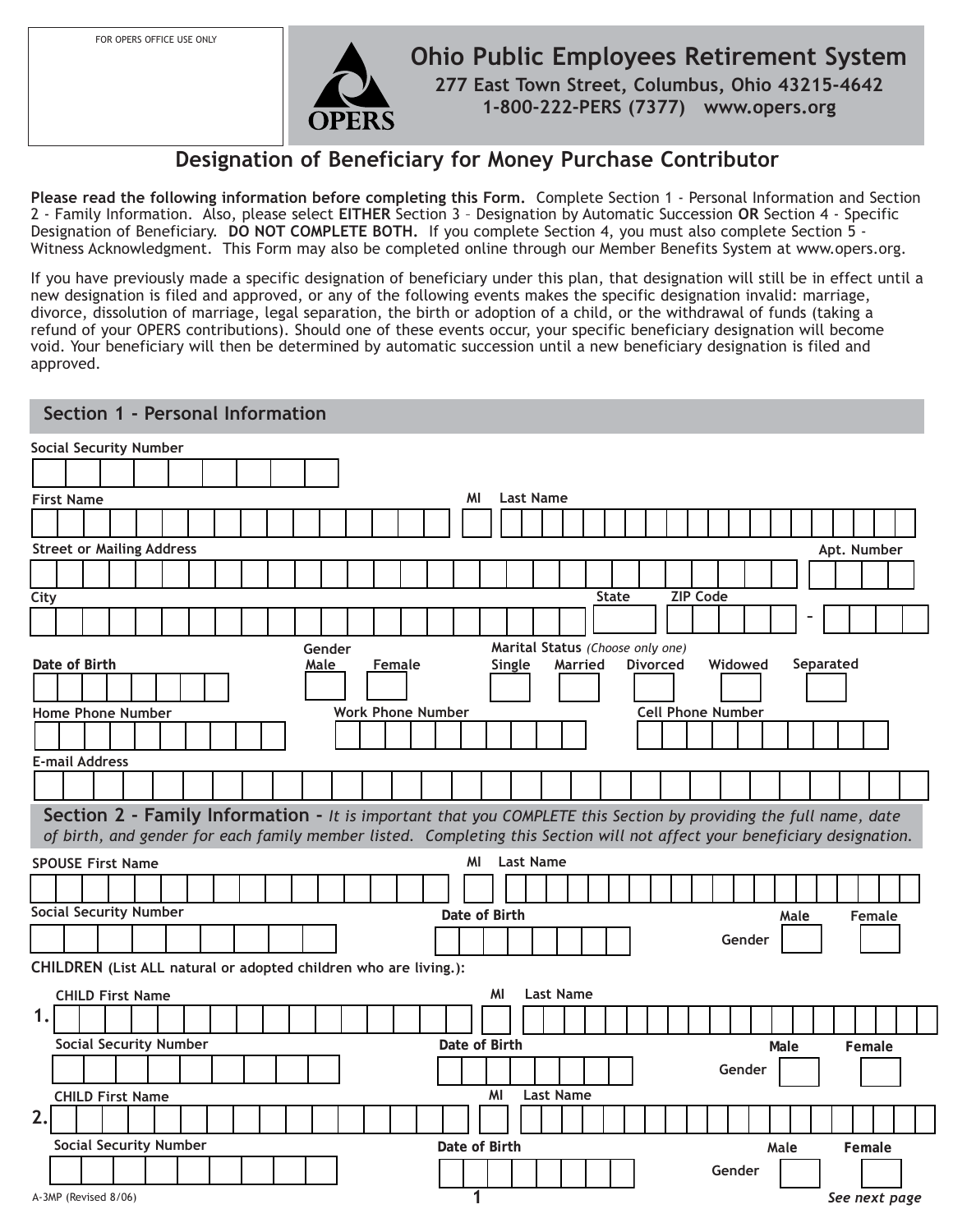FOR OPERS OFFICE USE ONLY

# Ohio Public Employees Retirement System

**277 East Town Street, Columbus, Ohio 43215-4642**
**1-800-222-PERS (7377) www.opers.org**

## Designation of Beneficiary for Money Purchase Contributor

**Please read the following information before completing this Form.** Complete Section 1 - Personal Information and Section 2 - Family Information. Also, please select **EITHER** Section 3 – Designation by Automatic Succession **OR** Section 4 - Specific Designation of Beneficiary. **DO NOT COMPLETE BOTH.** If you complete Section 4, you must also complete Section 5 - Witness Acknowledgment. This Form may also be completed online through our Member Benefits System at www.opers.org.

If you have previously made a specific designation of beneficiary under this plan, that designation will still be in effect until a new designation is filed and approved, or any of the following events makes the specific designation invalid: marriage, divorce, dissolution of marriage, legal separation, the birth or adoption of a child, or the withdrawal of funds (taking a refund of your OPERS contributions). Should one of these events occur, your specific beneficiary designation will become void. Your beneficiary will then be determined by automatic succession until a new beneficiary designation is filed and approved.

### Section 1 - Personal Information

Social Security Number

First Name | MI | Last Name

Street or Mailing Address | Apt. Number

City | State | ZIP Code -

Date of Birth

Gender: Male | Female

Marital Status *(Choose only one)*: Single | Married | Divorced | Widowed | Separated

Home Phone Number | Work Phone Number | Cell Phone Number

E-mail Address

### Section 2 - Family Information - *It is important that you COMPLETE this Section by providing the full name, date of birth, and gender for each family member listed. Completing this Section will not affect your beneficiary designation.*

SPOUSE First Name | MI | Last Name

Social Security Number | Date of Birth | Gender: Male | Female

**CHILDREN (List ALL natural or adopted children who are living.):**

1. CHILD First Name | MI | Last Name

   Social Security Number | Date of Birth | Gender: Male | Female

2. CHILD First Name | MI | Last Name

   Social Security Number | Date of Birth | Gender: Male | Female

A-3MP (Revised 8/06)

*See next page*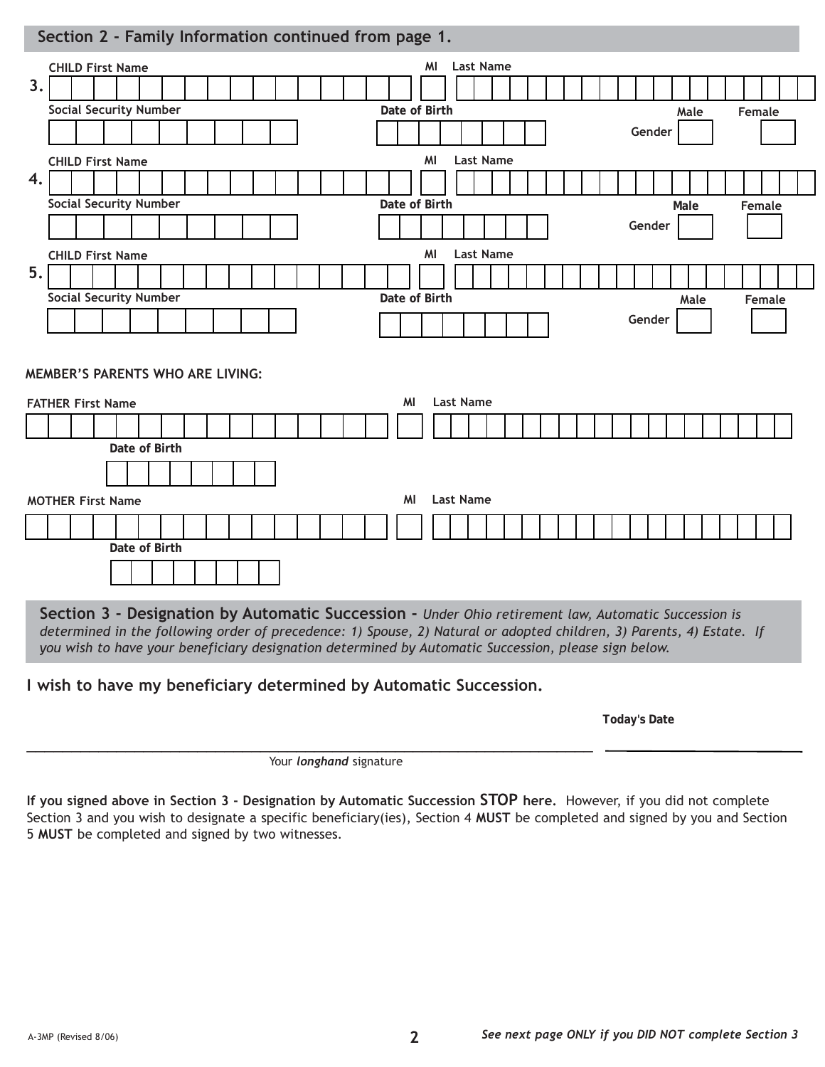## Section 2 - Family Information continued from page 1.

**3.** CHILD First Name ______ MI ___ Last Name ______

Social Security Number ______ Date of Birth ______ Gender: Male ☐ Female ☐

**4.** CHILD First Name ______ MI ___ Last Name ______

Social Security Number ______ Date of Birth ______ Gender: Male ☐ Female ☐

**5.** CHILD First Name ______ MI ___ Last Name ______

Social Security Number ______ Date of Birth ______ Gender: Male ☐ Female ☐

**MEMBER'S PARENTS WHO ARE LIVING:**

FATHER First Name ______ MI ___ Last Name ______

Date of Birth ______

MOTHER First Name ______ MI ___ Last Name ______

Date of Birth ______

## Section 3 - Designation by Automatic Succession - *Under Ohio retirement law, Automatic Succession is determined in the following order of precedence: 1) Spouse, 2) Natural or adopted children, 3) Parents, 4) Estate. If you wish to have your beneficiary designation determined by Automatic Succession, please sign below.*

**I wish to have my beneficiary determined by Automatic Succession.**

______________________________ Your ***longhand*** signature

______________ **Today's Date**

**If you signed above in Section 3 - Designation by Automatic Succession STOP here.** However, if you did not complete Section 3 and you wish to designate a specific beneficiary(ies), Section 4 **MUST** be completed and signed by you and Section 5 **MUST** be completed and signed by two witnesses.

A-3MP (Revised 8/06)

***See next page ONLY if you DID NOT complete Section 3***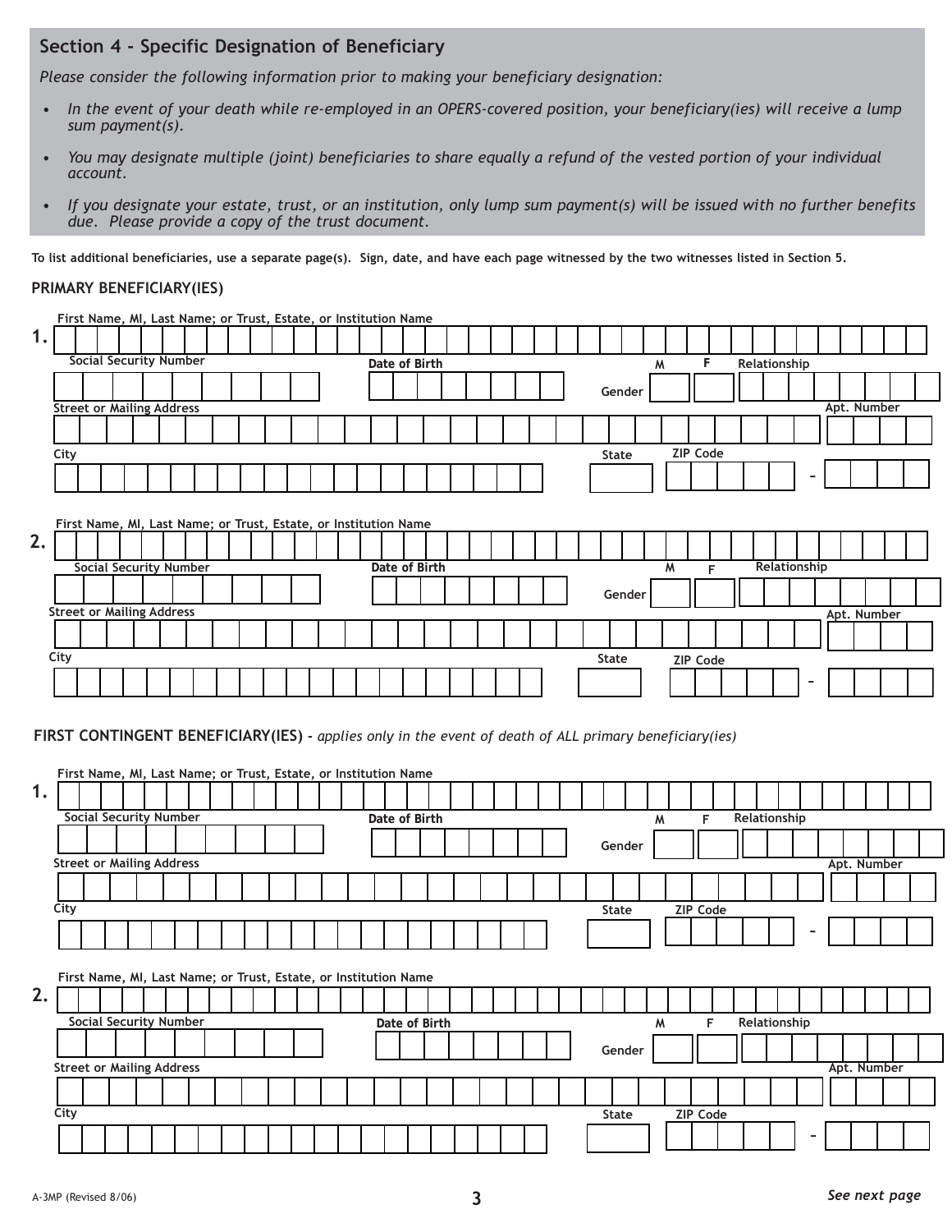## Section 4 - Specific Designation of Beneficiary

*Please consider the following information prior to making your beneficiary designation:*

- *In the event of your death while re-employed in an OPERS-covered position, your beneficiary(ies) will receive a lump sum payment(s).*
- *You may designate multiple (joint) beneficiaries to share equally a refund of the vested portion of your individual account.*
- *If you designate your estate, trust, or an institution, only lump sum payment(s) will be issued with no further benefits due. Please provide a copy of the trust document.*

**To list additional beneficiaries, use a separate page(s). Sign, date, and have each page witnessed by the two witnesses listed in Section 5.**

### PRIMARY BENEFICIARY(IES)

**1.**

First Name, MI, Last Name; or Trust, Estate, or Institution Name: ____________________

Social Security Number: __________ Date of Birth: __________ Gender: M ☐ F ☐ Relationship: __________

Street or Mailing Address: ____________________ Apt. Number: ______

City: __________ State: ______ ZIP Code: ______ - ____

**2.**

First Name, MI, Last Name; or Trust, Estate, or Institution Name: ____________________

Social Security Number: __________ Date of Birth: __________ Gender: M ☐ F ☐ Relationship: __________

Street or Mailing Address: ____________________ Apt. Number: ______

City: __________ State: ______ ZIP Code: ______ - ____

### FIRST CONTINGENT BENEFICIARY(IES) - *applies only in the event of death of ALL primary beneficiary(ies)*

**1.**

First Name, MI, Last Name; or Trust, Estate, or Institution Name: ____________________

Social Security Number: __________ Date of Birth: __________ Gender: M ☐ F ☐ Relationship: __________

Street or Mailing Address: ____________________ Apt. Number: ______

City: __________ State: ______ ZIP Code: ______ - ____

**2.**

First Name, MI, Last Name; or Trust, Estate, or Institution Name: ____________________

Social Security Number: __________ Date of Birth: __________ Gender: M ☐ F ☐ Relationship: __________

Street or Mailing Address: ____________________ Apt. Number: ______

City: __________ State: ______ ZIP Code: ______ - ____

A-3MP (Revised 8/06)

*See next page*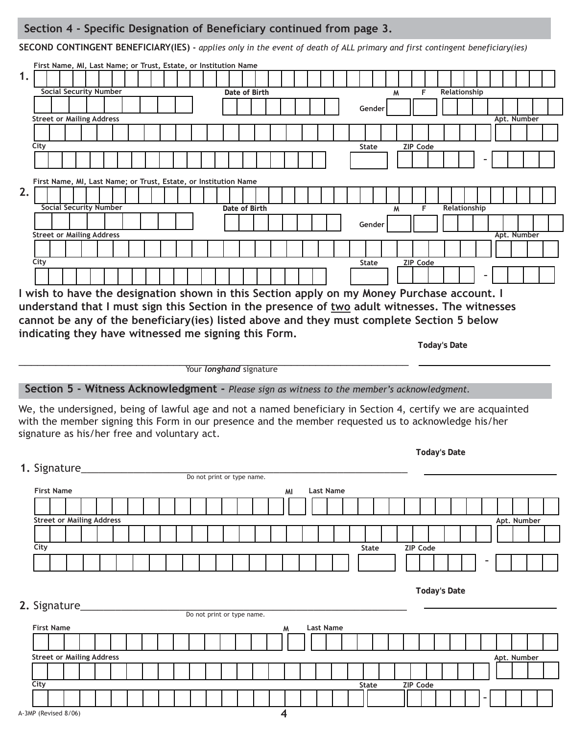## Section 4 - Specific Designation of Beneficiary continued from page 3.

**SECOND CONTINGENT BENEFICIARY(IES)** - *applies only in the event of death of ALL primary and first contingent beneficiary(ies)*

**1.**

First Name, MI, Last Name; or Trust, Estate, or Institution Name

Social Security Number | Date of Birth | Gender M F | Relationship

Street or Mailing Address | Apt. Number

City | State | ZIP Code -

**2.**

First Name, MI, Last Name; or Trust, Estate, or Institution Name

Social Security Number | Date of Birth | Gender M F | Relationship

Street or Mailing Address | Apt. Number

City | State | ZIP Code -

**I wish to have the designation shown in this Section apply on my Money Purchase account. I understand that I must sign this Section in the presence of two adult witnesses. The witnesses cannot be any of the beneficiary(ies) listed above and they must complete Section 5 below indicating they have witnessed me signing this Form.**

\_\_\_\_\_\_\_\_\_\_\_\_\_\_\_\_\_\_\_\_\_\_\_\_\_\_\_\_\_\_\_\_\_\_\_\_\_\_\_\_ Your ***longhand*** signature

\_\_\_\_\_\_\_\_\_\_\_\_\_\_\_\_ **Today's Date**

## Section 5 - Witness Acknowledgment - *Please sign as witness to the member's acknowledgment.*

We, the undersigned, being of lawful age and not a named beneficiary in Section 4, certify we are acquainted with the member signing this Form in our presence and the member requested us to acknowledge his/her signature as his/her free and voluntary act.

**1.** Signature\_\_\_\_\_\_\_\_\_\_\_\_\_\_\_\_\_\_\_\_\_\_\_\_\_\_\_\_\_\_\_\_\_\_\_\_\_\_\_\_ Do not print or type name.

\_\_\_\_\_\_\_\_\_\_\_\_\_\_\_\_ **Today's Date**

First Name | MI | Last Name

Street or Mailing Address | Apt. Number

City | State | ZIP Code -

**2.** Signature\_\_\_\_\_\_\_\_\_\_\_\_\_\_\_\_\_\_\_\_\_\_\_\_\_\_\_\_\_\_\_\_\_\_\_\_\_\_\_\_ Do not print or type name.

\_\_\_\_\_\_\_\_\_\_\_\_\_\_\_\_ **Today's Date**

First Name | MI | Last Name

Street or Mailing Address | Apt. Number

City | State | ZIP Code -

A-3MP (Revised 8/06)